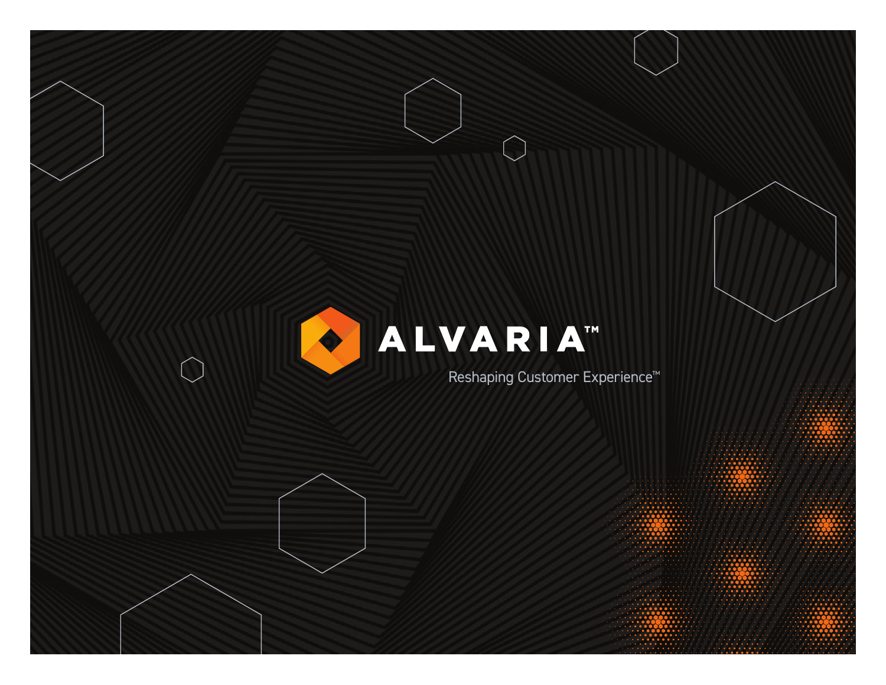# ALVARIA™

Reshaping Customer Experience™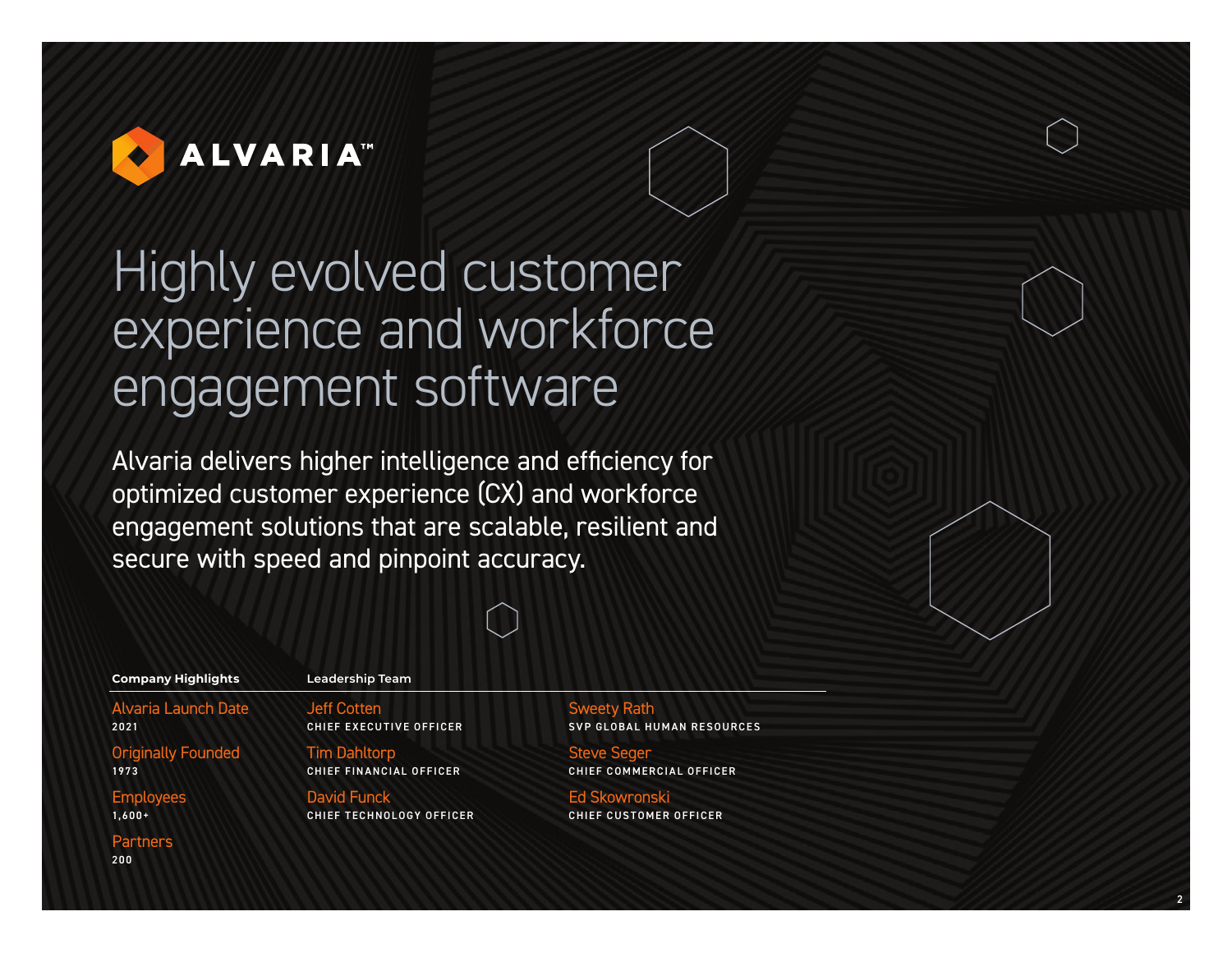ALVARIA™

# Highly evolved customer experience and workforce engagement software

Alvaria delivers higher intelligence and efficiency for optimized customer experience (CX) and workforce engagement solutions that are scalable, resilient and secure with speed and pinpoint accuracy.

**Company Highlights**

Alvaria Launch Date
2021

Originally Founded
1973

Employees
1,600+

Partners
200

**Leadership Team**

Jeff Cotten
CHIEF EXECUTIVE OFFICER

Tim Dahltorp
CHIEF FINANCIAL OFFICER

David Funck
CHIEF TECHNOLOGY OFFICER

Sweety Rath
SVP GLOBAL HUMAN RESOURCES

Steve Seger
CHIEF COMMERCIAL OFFICER

Ed Skowronski
CHIEF CUSTOMER OFFICER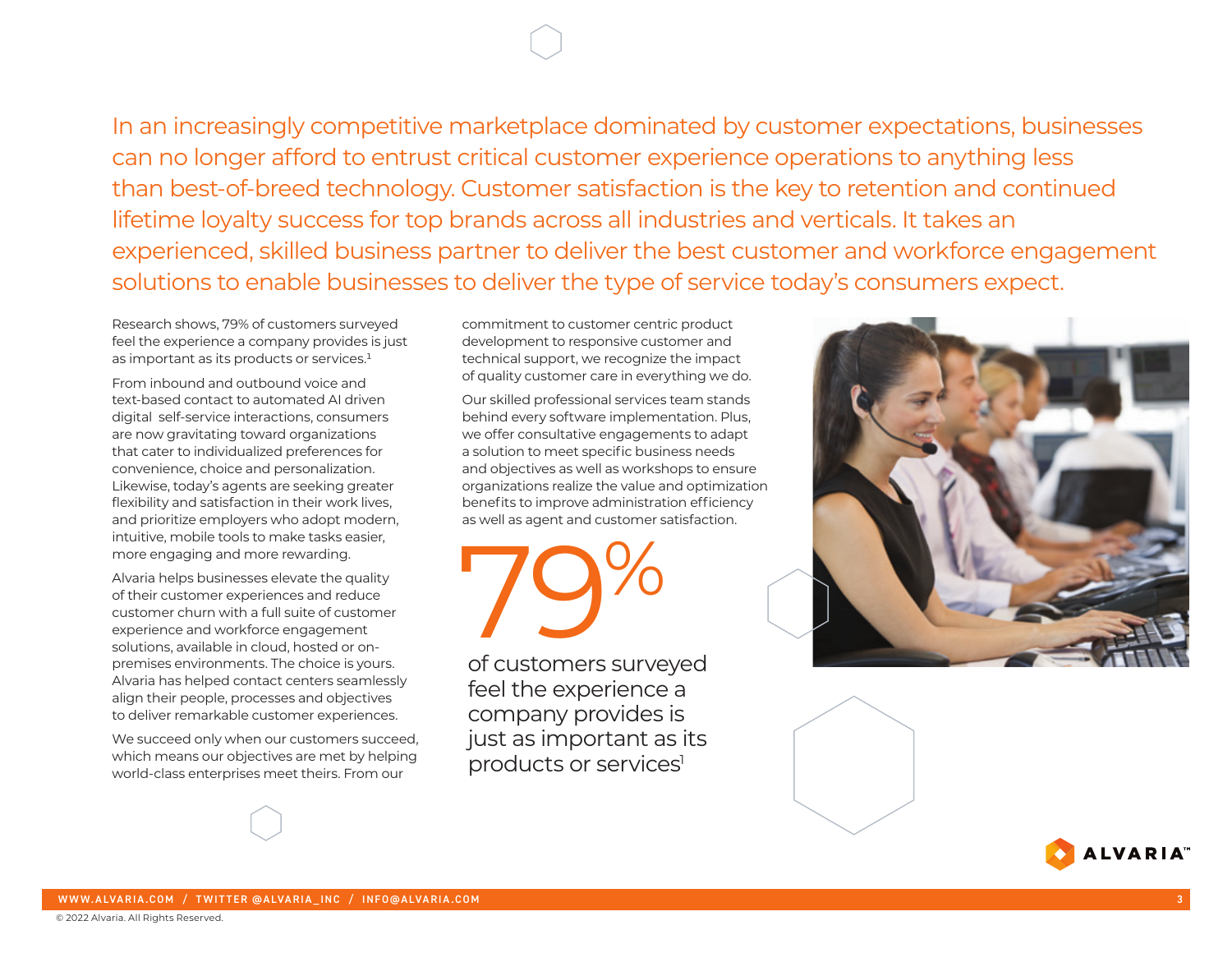In an increasingly competitive marketplace dominated by customer expectations, businesses can no longer afford to entrust critical customer experience operations to anything less than best-of-breed technology. Customer satisfaction is the key to retention and continued lifetime loyalty success for top brands across all industries and verticals. It takes an experienced, skilled business partner to deliver the best customer and workforce engagement solutions to enable businesses to deliver the type of service today's consumers expect.

Research shows, 79% of customers surveyed feel the experience a company provides is just as important as its products or services.[1]

From inbound and outbound voice and text-based contact to automated AI driven digital self-service interactions, consumers are now gravitating toward organizations that cater to individualized preferences for convenience, choice and personalization. Likewise, today's agents are seeking greater flexibility and satisfaction in their work lives, and prioritize employers who adopt modern, intuitive, mobile tools to make tasks easier, more engaging and more rewarding.

Alvaria helps businesses elevate the quality of their customer experiences and reduce customer churn with a full suite of customer experience and workforce engagement solutions, available in cloud, hosted or on-premises environments. The choice is yours. Alvaria has helped contact centers seamlessly align their people, processes and objectives to deliver remarkable customer experiences.

We succeed only when our customers succeed, which means our objectives are met by helping world-class enterprises meet theirs. From our commitment to customer centric product development to responsive customer and technical support, we recognize the impact of quality customer care in everything we do.

Our skilled professional services team stands behind every software implementation. Plus, we offer consultative engagements to adapt a solution to meet specific business needs and objectives as well as workshops to ensure organizations realize the value and optimization benefits to improve administration efficiency as well as agent and customer satisfaction.

**79%** of customers surveyed feel the experience a company provides is just as important as its products or services[1]

WWW.ALVARIA.COM / TWITTER @ALVARIA_INC / INFO@ALVARIA.COM

© 2022 Alvaria. All Rights Reserved.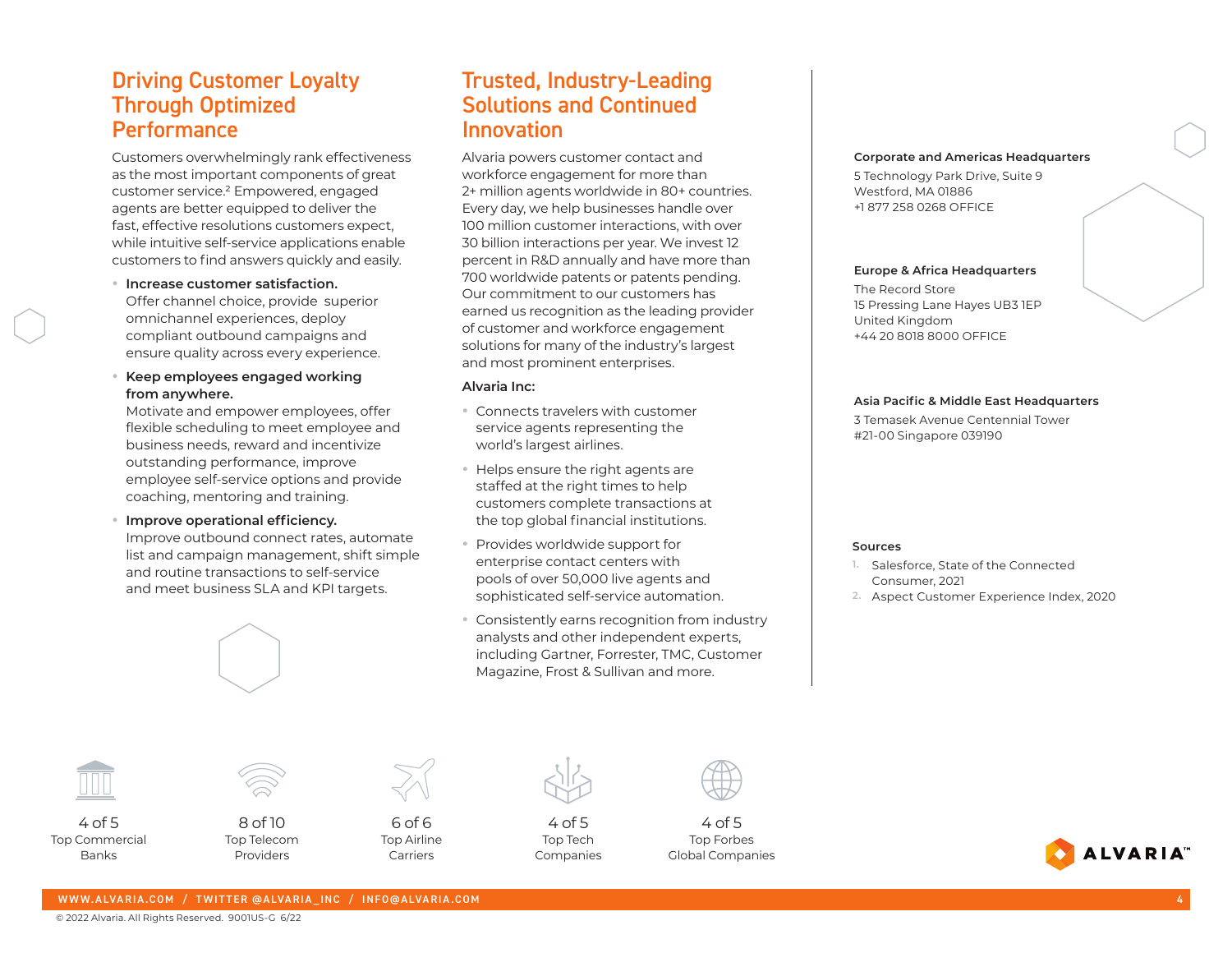## Driving Customer Loyalty Through Optimized Performance

Customers overwhelmingly rank effectiveness as the most important components of great customer service.[2] Empowered, engaged agents are better equipped to deliver the fast, effective resolutions customers expect, while intuitive self-service applications enable customers to find answers quickly and easily.

- **Increase customer satisfaction.** Offer channel choice, provide superior omnichannel experiences, deploy compliant outbound campaigns and ensure quality across every experience.
- **Keep employees engaged working from anywhere.** Motivate and empower employees, offer flexible scheduling to meet employee and business needs, reward and incentivize outstanding performance, improve employee self-service options and provide coaching, mentoring and training.
- **Improve operational efficiency.** Improve outbound connect rates, automate list and campaign management, shift simple and routine transactions to self-service and meet business SLA and KPI targets.

## Trusted, Industry-Leading Solutions and Continued Innovation

Alvaria powers customer contact and workforce engagement for more than 2+ million agents worldwide in 80+ countries. Every day, we help businesses handle over 100 million customer interactions, with over 30 billion interactions per year. We invest 12 percent in R&D annually and have more than 700 worldwide patents or patents pending. Our commitment to our customers has earned us recognition as the leading provider of customer and workforce engagement solutions for many of the industry's largest and most prominent enterprises.

**Alvaria Inc:**

- Connects travelers with customer service agents representing the world's largest airlines.
- Helps ensure the right agents are staffed at the right times to help customers complete transactions at the top global financial institutions.
- Provides worldwide support for enterprise contact centers with pools of over 50,000 live agents and sophisticated self-service automation.
- Consistently earns recognition from industry analysts and other independent experts, including Gartner, Forrester, TMC, Customer Magazine, Frost & Sullivan and more.

**Corporate and Americas Headquarters**
5 Technology Park Drive, Suite 9
Westford, MA 01886
+1 877 258 0268 OFFICE

**Europe & Africa Headquarters**
The Record Store
15 Pressing Lane Hayes UB3 1EP
United Kingdom
+44 20 8018 8000 OFFICE

**Asia Pacific & Middle East Headquarters**
3 Temasek Avenue Centennial Tower
#21-00 Singapore 039190

**Sources**

1. Salesforce, State of the Connected Consumer, 2021
2. Aspect Customer Experience Index, 2020

4 of 5
Top Commercial Banks

8 of 10
Top Telecom Providers

6 of 6
Top Airline Carriers

4 of 5
Top Tech Companies

4 of 5
Top Forbes Global Companies

ALVARIA™

WWW.ALVARIA.COM / TWITTER @ALVARIA_INC / INFO@ALVARIA.COM

© 2022 Alvaria. All Rights Reserved. 9001US-G 6/22